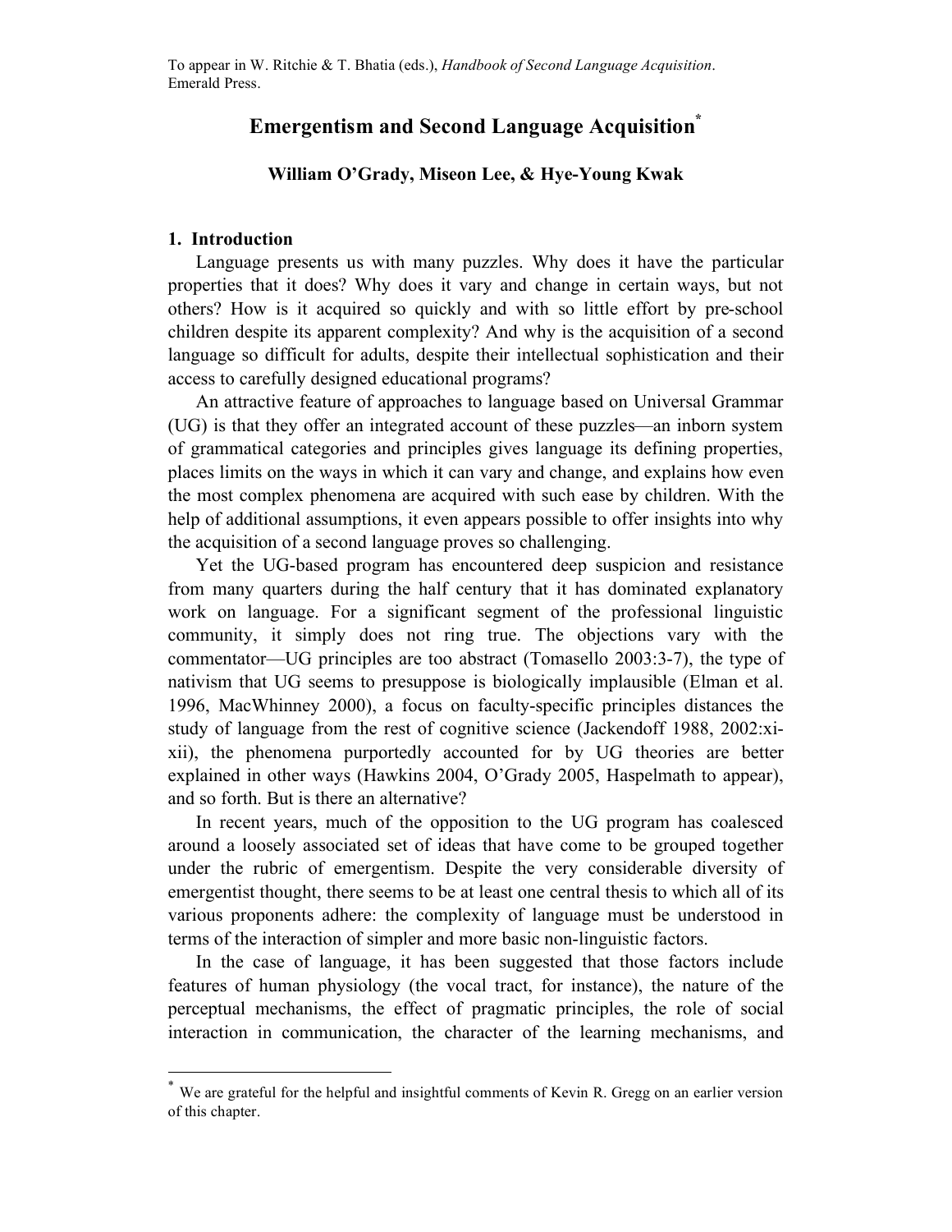To appear in W. Ritchie & T. Bhatia (eds.), *Handbook of Second Language Acquisition*. Emerald Press.

# Emergentism and Second Language Acquisition[*]

**William O'Grady, Miseon Lee, & Hye-Young Kwak**

## 1. Introduction

Language presents us with many puzzles. Why does it have the particular properties that it does? Why does it vary and change in certain ways, but not others? How is it acquired so quickly and with so little effort by pre-school children despite its apparent complexity? And why is the acquisition of a second language so difficult for adults, despite their intellectual sophistication and their access to carefully designed educational programs?

An attractive feature of approaches to language based on Universal Grammar (UG) is that they offer an integrated account of these puzzles—an inborn system of grammatical categories and principles gives language its defining properties, places limits on the ways in which it can vary and change, and explains how even the most complex phenomena are acquired with such ease by children. With the help of additional assumptions, it even appears possible to offer insights into why the acquisition of a second language proves so challenging.

Yet the UG-based program has encountered deep suspicion and resistance from many quarters during the half century that it has dominated explanatory work on language. For a significant segment of the professional linguistic community, it simply does not ring true. The objections vary with the commentator—UG principles are too abstract (Tomasello 2003:3-7), the type of nativism that UG seems to presuppose is biologically implausible (Elman et al. 1996, MacWhinney 2000), a focus on faculty-specific principles distances the study of language from the rest of cognitive science (Jackendoff 1988, 2002:xi-xii), the phenomena purportedly accounted for by UG theories are better explained in other ways (Hawkins 2004, O'Grady 2005, Haspelmath to appear), and so forth. But is there an alternative?

In recent years, much of the opposition to the UG program has coalesced around a loosely associated set of ideas that have come to be grouped together under the rubric of emergentism. Despite the very considerable diversity of emergentist thought, there seems to be at least one central thesis to which all of its various proponents adhere: the complexity of language must be understood in terms of the interaction of simpler and more basic non-linguistic factors.

In the case of language, it has been suggested that those factors include features of human physiology (the vocal tract, for instance), the nature of the perceptual mechanisms, the effect of pragmatic principles, the role of social interaction in communication, the character of the learning mechanisms, and

---

[*] We are grateful for the helpful and insightful comments of Kevin R. Gregg on an earlier version of this chapter.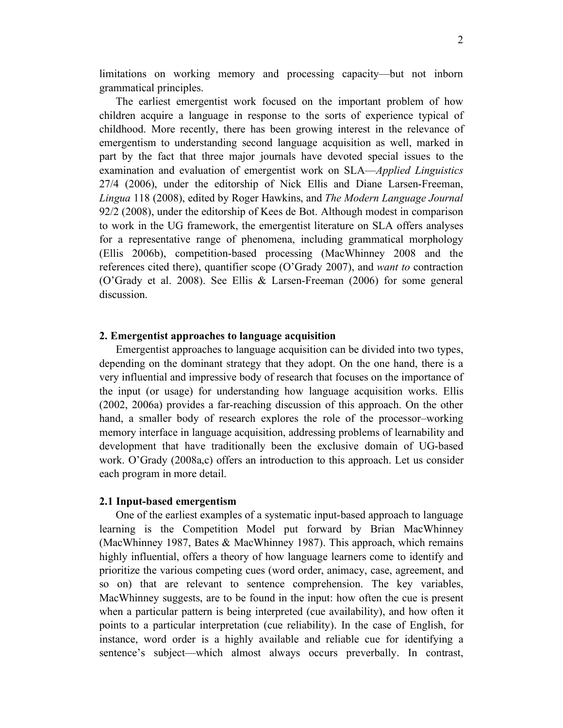limitations on working memory and processing capacity—but not inborn grammatical principles.

The earliest emergentist work focused on the important problem of how children acquire a language in response to the sorts of experience typical of childhood. More recently, there has been growing interest in the relevance of emergentism to understanding second language acquisition as well, marked in part by the fact that three major journals have devoted special issues to the examination and evaluation of emergentist work on SLA—*Applied Linguistics* 27/4 (2006), under the editorship of Nick Ellis and Diane Larsen-Freeman, *Lingua* 118 (2008), edited by Roger Hawkins, and *The Modern Language Journal* 92/2 (2008), under the editorship of Kees de Bot. Although modest in comparison to work in the UG framework, the emergentist literature on SLA offers analyses for a representative range of phenomena, including grammatical morphology (Ellis 2006b), competition-based processing (MacWhinney 2008 and the references cited there), quantifier scope (O'Grady 2007), and *want to* contraction (O'Grady et al. 2008). See Ellis & Larsen-Freeman (2006) for some general discussion.

### 2. Emergentist approaches to language acquisition

Emergentist approaches to language acquisition can be divided into two types, depending on the dominant strategy that they adopt. On the one hand, there is a very influential and impressive body of research that focuses on the importance of the input (or usage) for understanding how language acquisition works. Ellis (2002, 2006a) provides a far-reaching discussion of this approach. On the other hand, a smaller body of research explores the role of the processor–working memory interface in language acquisition, addressing problems of learnability and development that have traditionally been the exclusive domain of UG-based work. O'Grady (2008a,c) offers an introduction to this approach. Let us consider each program in more detail.

#### 2.1 Input-based emergentism

One of the earliest examples of a systematic input-based approach to language learning is the Competition Model put forward by Brian MacWhinney (MacWhinney 1987, Bates & MacWhinney 1987). This approach, which remains highly influential, offers a theory of how language learners come to identify and prioritize the various competing cues (word order, animacy, case, agreement, and so on) that are relevant to sentence comprehension. The key variables, MacWhinney suggests, are to be found in the input: how often the cue is present when a particular pattern is being interpreted (cue availability), and how often it points to a particular interpretation (cue reliability). In the case of English, for instance, word order is a highly available and reliable cue for identifying a sentence's subject—which almost always occurs preverbally. In contrast,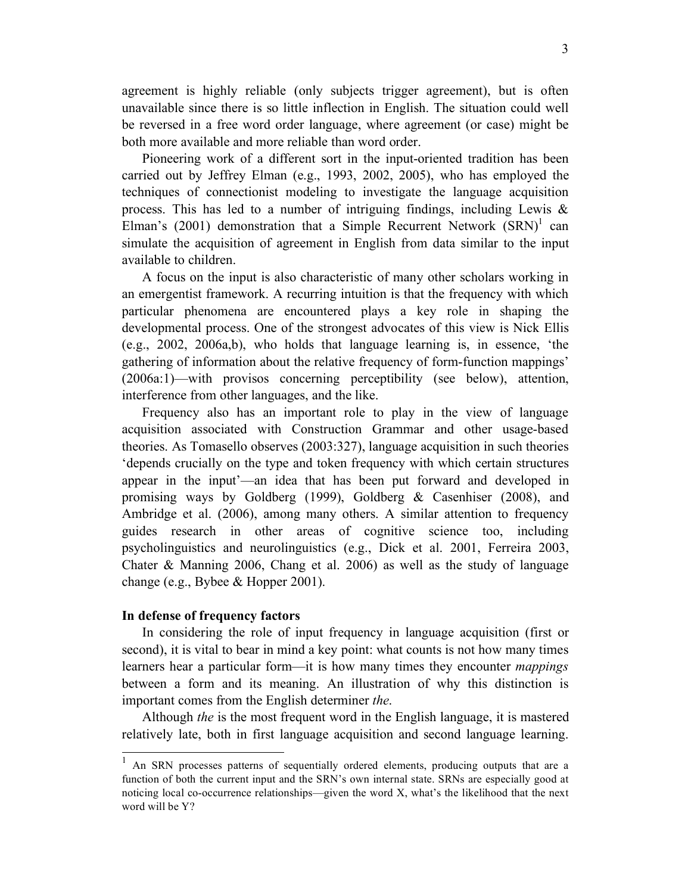agreement is highly reliable (only subjects trigger agreement), but is often unavailable since there is so little inflection in English. The situation could well be reversed in a free word order language, where agreement (or case) might be both more available and more reliable than word order.

Pioneering work of a different sort in the input-oriented tradition has been carried out by Jeffrey Elman (e.g., 1993, 2002, 2005), who has employed the techniques of connectionist modeling to investigate the language acquisition process. This has led to a number of intriguing findings, including Lewis & Elman's (2001) demonstration that a Simple Recurrent Network (SRN)[1] can simulate the acquisition of agreement in English from data similar to the input available to children.

A focus on the input is also characteristic of many other scholars working in an emergentist framework. A recurring intuition is that the frequency with which particular phenomena are encountered plays a key role in shaping the developmental process. One of the strongest advocates of this view is Nick Ellis (e.g., 2002, 2006a,b), who holds that language learning is, in essence, 'the gathering of information about the relative frequency of form-function mappings' (2006a:1)—with provisos concerning perceptibility (see below), attention, interference from other languages, and the like.

Frequency also has an important role to play in the view of language acquisition associated with Construction Grammar and other usage-based theories. As Tomasello observes (2003:327), language acquisition in such theories 'depends crucially on the type and token frequency with which certain structures appear in the input'—an idea that has been put forward and developed in promising ways by Goldberg (1999), Goldberg & Casenhiser (2008), and Ambridge et al. (2006), among many others. A similar attention to frequency guides research in other areas of cognitive science too, including psycholinguistics and neurolinguistics (e.g., Dick et al. 2001, Ferreira 2003, Chater & Manning 2006, Chang et al. 2006) as well as the study of language change (e.g., Bybee & Hopper 2001).

**In defense of frequency factors**

In considering the role of input frequency in language acquisition (first or second), it is vital to bear in mind a key point: what counts is not how many times learners hear a particular form—it is how many times they encounter *mappings* between a form and its meaning. An illustration of why this distinction is important comes from the English determiner *the*.

Although *the* is the most frequent word in the English language, it is mastered relatively late, both in first language acquisition and second language learning.

---

[1] An SRN processes patterns of sequentially ordered elements, producing outputs that are a function of both the current input and the SRN's own internal state. SRNs are especially good at noticing local co-occurrence relationships—given the word X, what's the likelihood that the next word will be Y?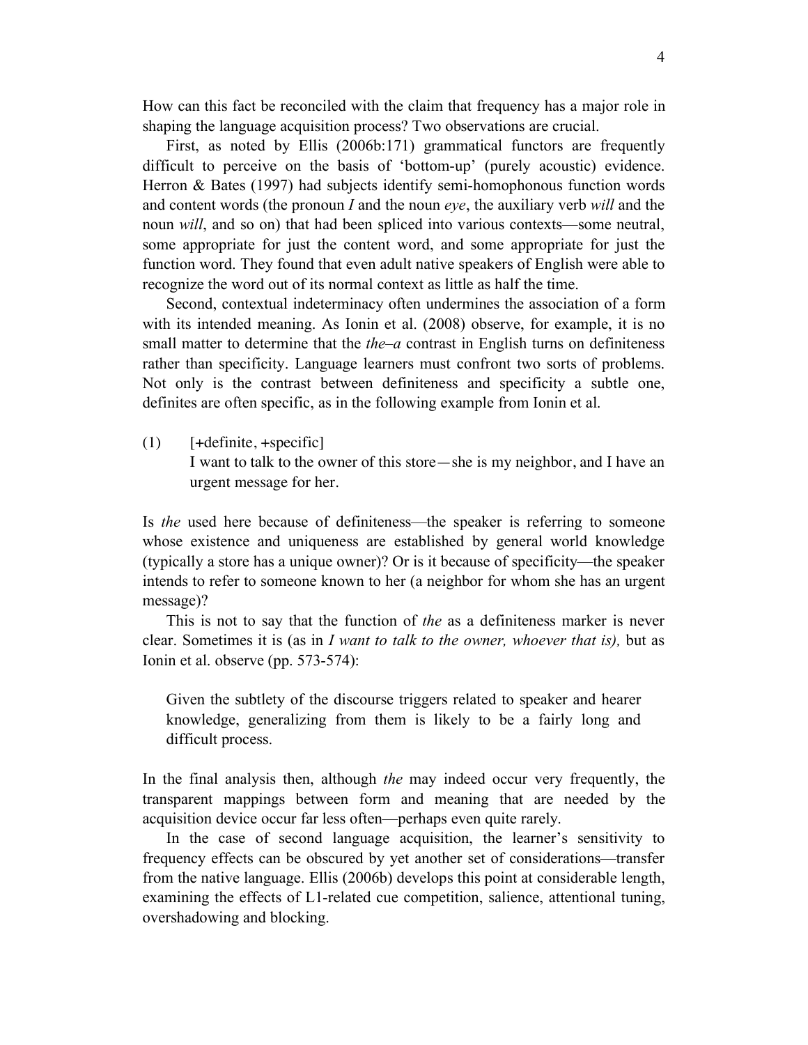How can this fact be reconciled with the claim that frequency has a major role in shaping the language acquisition process? Two observations are crucial.

First, as noted by Ellis (2006b:171) grammatical functors are frequently difficult to perceive on the basis of 'bottom-up' (purely acoustic) evidence. Herron & Bates (1997) had subjects identify semi-homophonous function words and content words (the pronoun *I* and the noun *eye*, the auxiliary verb *will* and the noun *will*, and so on) that had been spliced into various contexts—some neutral, some appropriate for just the content word, and some appropriate for just the function word. They found that even adult native speakers of English were able to recognize the word out of its normal context as little as half the time.

Second, contextual indeterminacy often undermines the association of a form with its intended meaning. As Ionin et al. (2008) observe, for example, it is no small matter to determine that the *the–a* contrast in English turns on definiteness rather than specificity. Language learners must confront two sorts of problems. Not only is the contrast between definiteness and specificity a subtle one, definites are often specific, as in the following example from Ionin et al.

(1) [+definite, +specific]
I want to talk to the owner of this store—she is my neighbor, and I have an urgent message for her.

Is *the* used here because of definiteness—the speaker is referring to someone whose existence and uniqueness are established by general world knowledge (typically a store has a unique owner)? Or is it because of specificity—the speaker intends to refer to someone known to her (a neighbor for whom she has an urgent message)?

This is not to say that the function of *the* as a definiteness marker is never clear. Sometimes it is (as in *I want to talk to the owner, whoever that is),* but as Ionin et al. observe (pp. 573-574):

> Given the subtlety of the discourse triggers related to speaker and hearer knowledge, generalizing from them is likely to be a fairly long and difficult process.

In the final analysis then, although *the* may indeed occur very frequently, the transparent mappings between form and meaning that are needed by the acquisition device occur far less often—perhaps even quite rarely.

In the case of second language acquisition, the learner's sensitivity to frequency effects can be obscured by yet another set of considerations—transfer from the native language. Ellis (2006b) develops this point at considerable length, examining the effects of L1-related cue competition, salience, attentional tuning, overshadowing and blocking.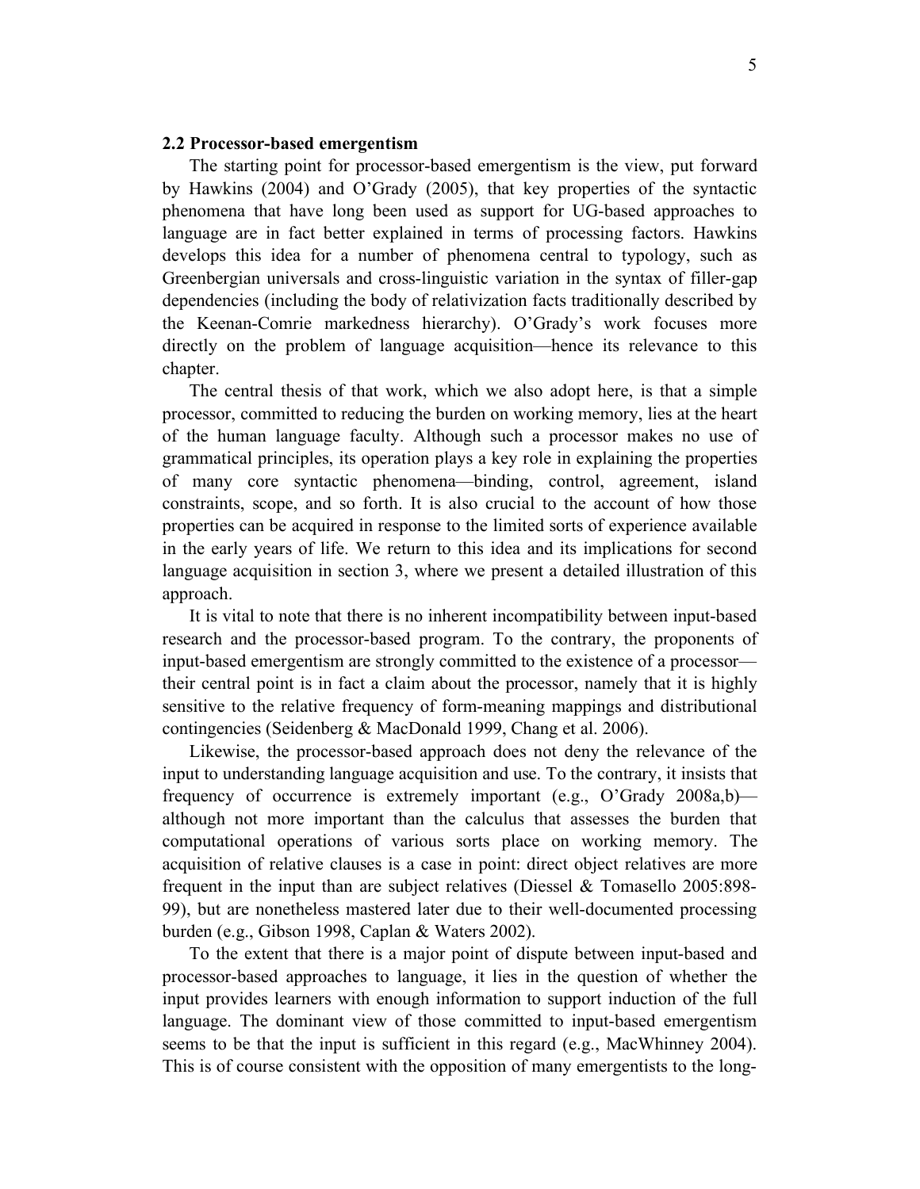### 2.2 Processor-based emergentism

The starting point for processor-based emergentism is the view, put forward by Hawkins (2004) and O'Grady (2005), that key properties of the syntactic phenomena that have long been used as support for UG-based approaches to language are in fact better explained in terms of processing factors. Hawkins develops this idea for a number of phenomena central to typology, such as Greenbergian universals and cross-linguistic variation in the syntax of filler-gap dependencies (including the body of relativization facts traditionally described by the Keenan-Comrie markedness hierarchy). O'Grady's work focuses more directly on the problem of language acquisition—hence its relevance to this chapter.

The central thesis of that work, which we also adopt here, is that a simple processor, committed to reducing the burden on working memory, lies at the heart of the human language faculty. Although such a processor makes no use of grammatical principles, its operation plays a key role in explaining the properties of many core syntactic phenomena—binding, control, agreement, island constraints, scope, and so forth. It is also crucial to the account of how those properties can be acquired in response to the limited sorts of experience available in the early years of life. We return to this idea and its implications for second language acquisition in section 3, where we present a detailed illustration of this approach.

It is vital to note that there is no inherent incompatibility between input-based research and the processor-based program. To the contrary, the proponents of input-based emergentism are strongly committed to the existence of a processor—their central point is in fact a claim about the processor, namely that it is highly sensitive to the relative frequency of form-meaning mappings and distributional contingencies (Seidenberg & MacDonald 1999, Chang et al. 2006).

Likewise, the processor-based approach does not deny the relevance of the input to understanding language acquisition and use. To the contrary, it insists that frequency of occurrence is extremely important (e.g., O'Grady 2008a,b)—although not more important than the calculus that assesses the burden that computational operations of various sorts place on working memory. The acquisition of relative clauses is a case in point: direct object relatives are more frequent in the input than are subject relatives (Diessel & Tomasello 2005:898-99), but are nonetheless mastered later due to their well-documented processing burden (e.g., Gibson 1998, Caplan & Waters 2002).

To the extent that there is a major point of dispute between input-based and processor-based approaches to language, it lies in the question of whether the input provides learners with enough information to support induction of the full language. The dominant view of those committed to input-based emergentism seems to be that the input is sufficient in this regard (e.g., MacWhinney 2004). This is of course consistent with the opposition of many emergentists to the long-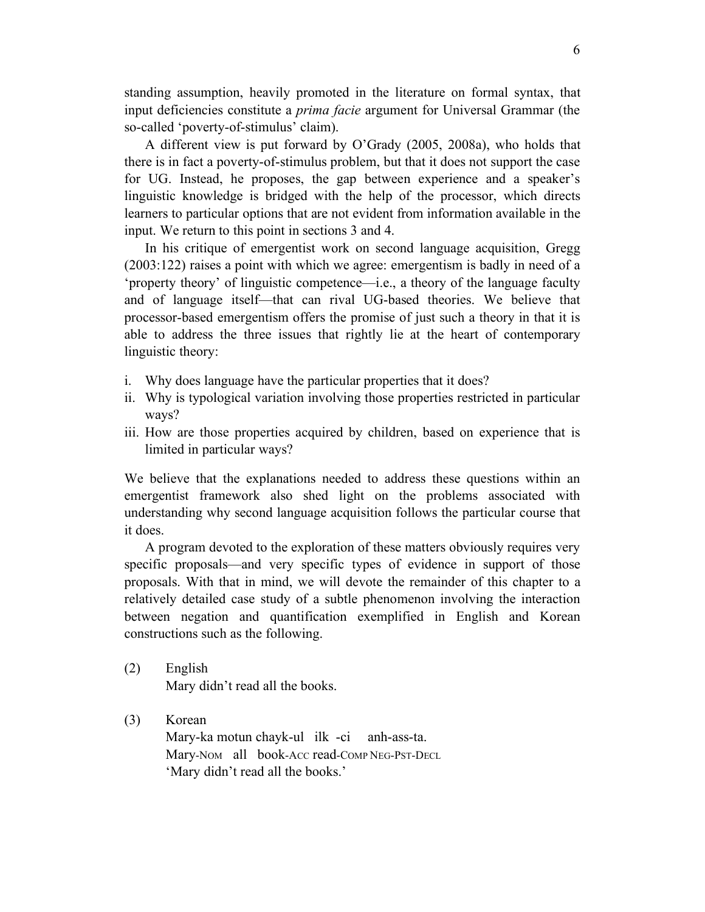standing assumption, heavily promoted in the literature on formal syntax, that input deficiencies constitute a *prima facie* argument for Universal Grammar (the so-called 'poverty-of-stimulus' claim).

A different view is put forward by O'Grady (2005, 2008a), who holds that there is in fact a poverty-of-stimulus problem, but that it does not support the case for UG. Instead, he proposes, the gap between experience and a speaker's linguistic knowledge is bridged with the help of the processor, which directs learners to particular options that are not evident from information available in the input. We return to this point in sections 3 and 4.

In his critique of emergentist work on second language acquisition, Gregg (2003:122) raises a point with which we agree: emergentism is badly in need of a 'property theory' of linguistic competence—i.e., a theory of the language faculty and of language itself—that can rival UG-based theories. We believe that processor-based emergentism offers the promise of just such a theory in that it is able to address the three issues that rightly lie at the heart of contemporary linguistic theory:

i. Why does language have the particular properties that it does?
ii. Why is typological variation involving those properties restricted in particular ways?
iii. How are those properties acquired by children, based on experience that is limited in particular ways?

We believe that the explanations needed to address these questions within an emergentist framework also shed light on the problems associated with understanding why second language acquisition follows the particular course that it does.

A program devoted to the exploration of these matters obviously requires very specific proposals—and very specific types of evidence in support of those proposals. With that in mind, we will devote the remainder of this chapter to a relatively detailed case study of a subtle phenomenon involving the interaction between negation and quantification exemplified in English and Korean constructions such as the following.

(2) English
Mary didn't read all the books.

(3) Korean
Mary-ka motun chayk-ul ilk -ci anh-ass-ta.
Mary-NOM all book-ACC read-COMP NEG-PST-DECL
'Mary didn't read all the books.'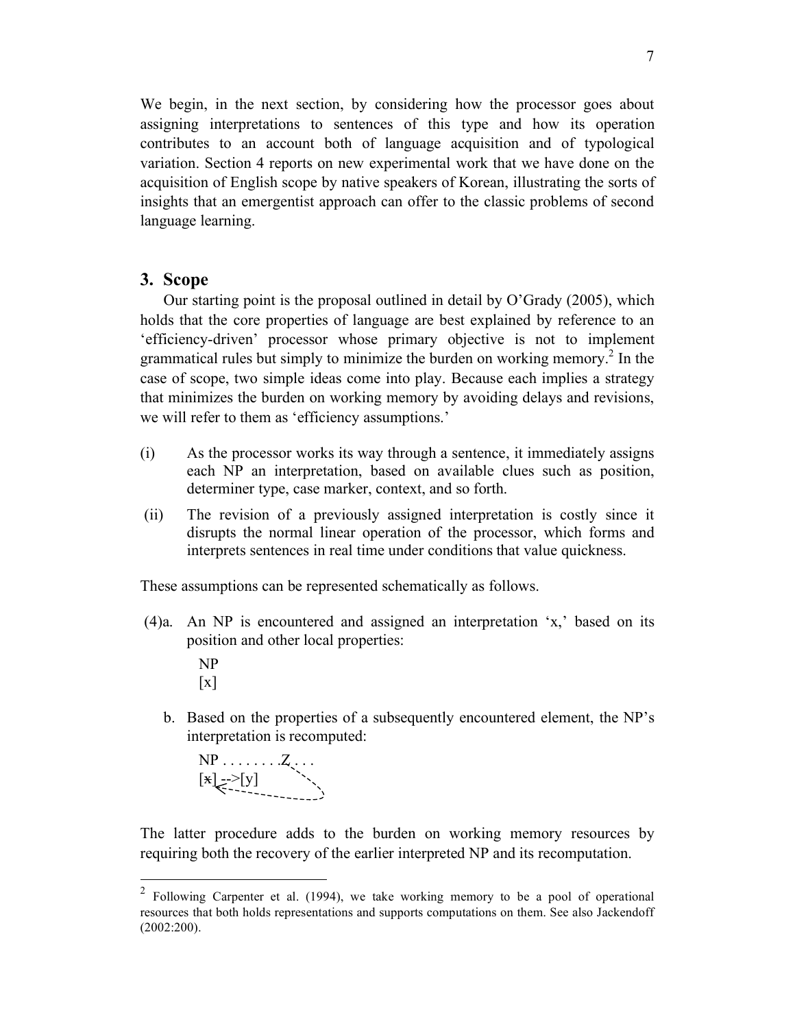We begin, in the next section, by considering how the processor goes about assigning interpretations to sentences of this type and how its operation contributes to an account both of language acquisition and of typological variation. Section 4 reports on new experimental work that we have done on the acquisition of English scope by native speakers of Korean, illustrating the sorts of insights that an emergentist approach can offer to the classic problems of second language learning.

## 3. Scope

Our starting point is the proposal outlined in detail by O'Grady (2005), which holds that the core properties of language are best explained by reference to an 'efficiency-driven' processor whose primary objective is not to implement grammatical rules but simply to minimize the burden on working memory.[2] In the case of scope, two simple ideas come into play. Because each implies a strategy that minimizes the burden on working memory by avoiding delays and revisions, we will refer to them as 'efficiency assumptions.'

(i) As the processor works its way through a sentence, it immediately assigns each NP an interpretation, based on available clues such as position, determiner type, case marker, context, and so forth.

(ii) The revision of a previously assigned interpretation is costly since it disrupts the normal linear operation of the processor, which forms and interprets sentences in real time under conditions that value quickness.

These assumptions can be represented schematically as follows.

(4)a. An NP is encountered and assigned an interpretation 'x,' based on its position and other local properties:

NP
[x]

b. Based on the properties of a subsequently encountered element, the NP's interpretation is recomputed:

NP . . . . . . . Z . . .
[~~x~~] -->[y]

The latter procedure adds to the burden on working memory resources by requiring both the recovery of the earlier interpreted NP and its recomputation.

---

[2] Following Carpenter et al. (1994), we take working memory to be a pool of operational resources that both holds representations and supports computations on them. See also Jackendoff (2002:200).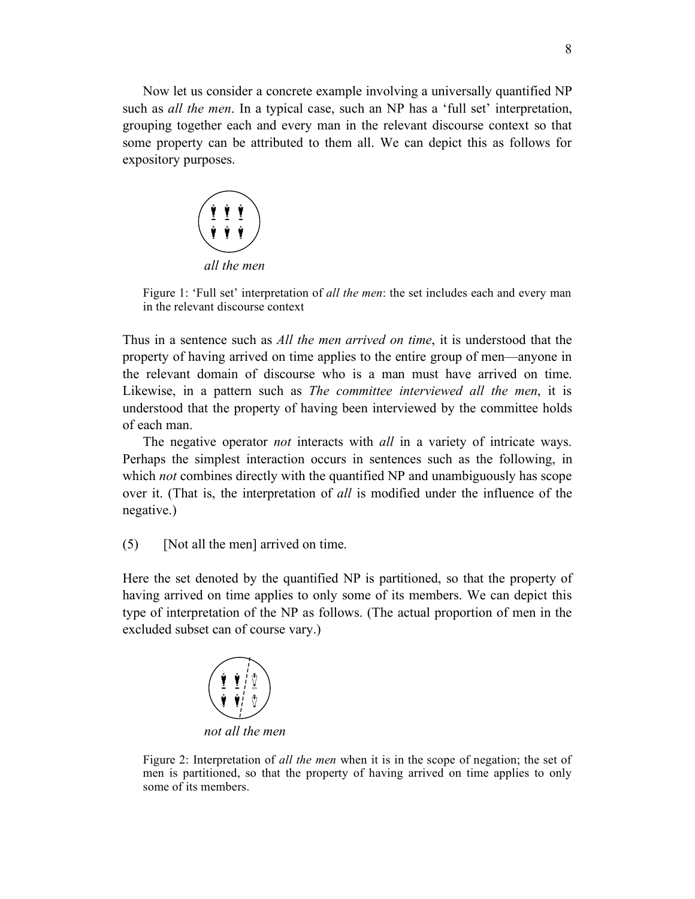Now let us consider a concrete example involving a universally quantified NP such as *all the men*. In a typical case, such an NP has a 'full set' interpretation, grouping together each and every man in the relevant discourse context so that some property can be attributed to them all. We can depict this as follows for expository purposes.

*all the men*

Figure 1: 'Full set' interpretation of *all the men*: the set includes each and every man in the relevant discourse context

Thus in a sentence such as *All the men arrived on time*, it is understood that the property of having arrived on time applies to the entire group of men—anyone in the relevant domain of discourse who is a man must have arrived on time. Likewise, in a pattern such as *The committee interviewed all the men*, it is understood that the property of having been interviewed by the committee holds of each man.

The negative operator *not* interacts with *all* in a variety of intricate ways. Perhaps the simplest interaction occurs in sentences such as the following, in which *not* combines directly with the quantified NP and unambiguously has scope over it. (That is, the interpretation of *all* is modified under the influence of the negative.)

(5) [Not all the men] arrived on time.

Here the set denoted by the quantified NP is partitioned, so that the property of having arrived on time applies to only some of its members. We can depict this type of interpretation of the NP as follows. (The actual proportion of men in the excluded subset can of course vary.)

*not all the men*

Figure 2: Interpretation of *all the men* when it is in the scope of negation; the set of men is partitioned, so that the property of having arrived on time applies to only some of its members.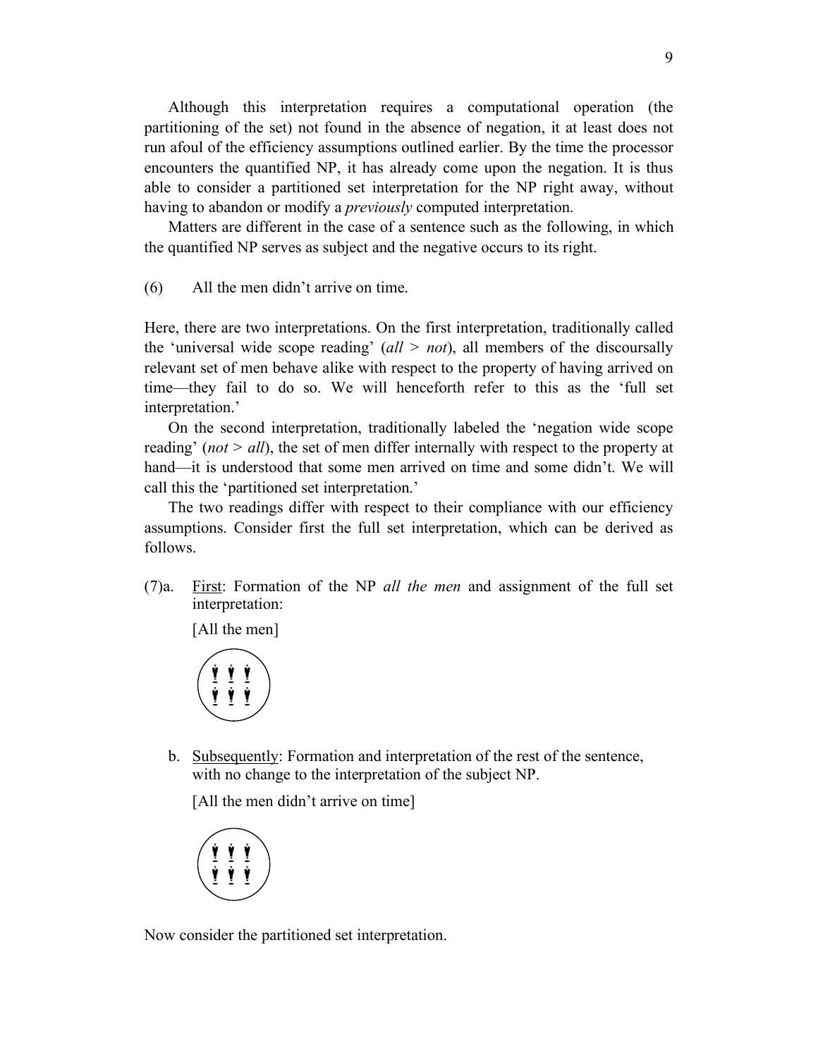Although this interpretation requires a computational operation (the partitioning of the set) not found in the absence of negation, it at least does not run afoul of the efficiency assumptions outlined earlier. By the time the processor encounters the quantified NP, it has already come upon the negation. It is thus able to consider a partitioned set interpretation for the NP right away, without having to abandon or modify a *previously* computed interpretation.

Matters are different in the case of a sentence such as the following, in which the quantified NP serves as subject and the negative occurs to its right.

(6) All the men didn't arrive on time.

Here, there are two interpretations. On the first interpretation, traditionally called the 'universal wide scope reading' (*all* > *not*), all members of the discoursally relevant set of men behave alike with respect to the property of having arrived on time—they fail to do so. We will henceforth refer to this as the 'full set interpretation.'

On the second interpretation, traditionally labeled the 'negation wide scope reading' (*not* > *all*), the set of men differ internally with respect to the property at hand—it is understood that some men arrived on time and some didn't. We will call this the 'partitioned set interpretation.'

The two readings differ with respect to their compliance with our efficiency assumptions. Consider first the full set interpretation, which can be derived as follows.

(7)a. First: Formation of the NP *all the men* and assignment of the full set interpretation:

[All the men]

b. Subsequently: Formation and interpretation of the rest of the sentence, with no change to the interpretation of the subject NP.

[All the men didn't arrive on time]

Now consider the partitioned set interpretation.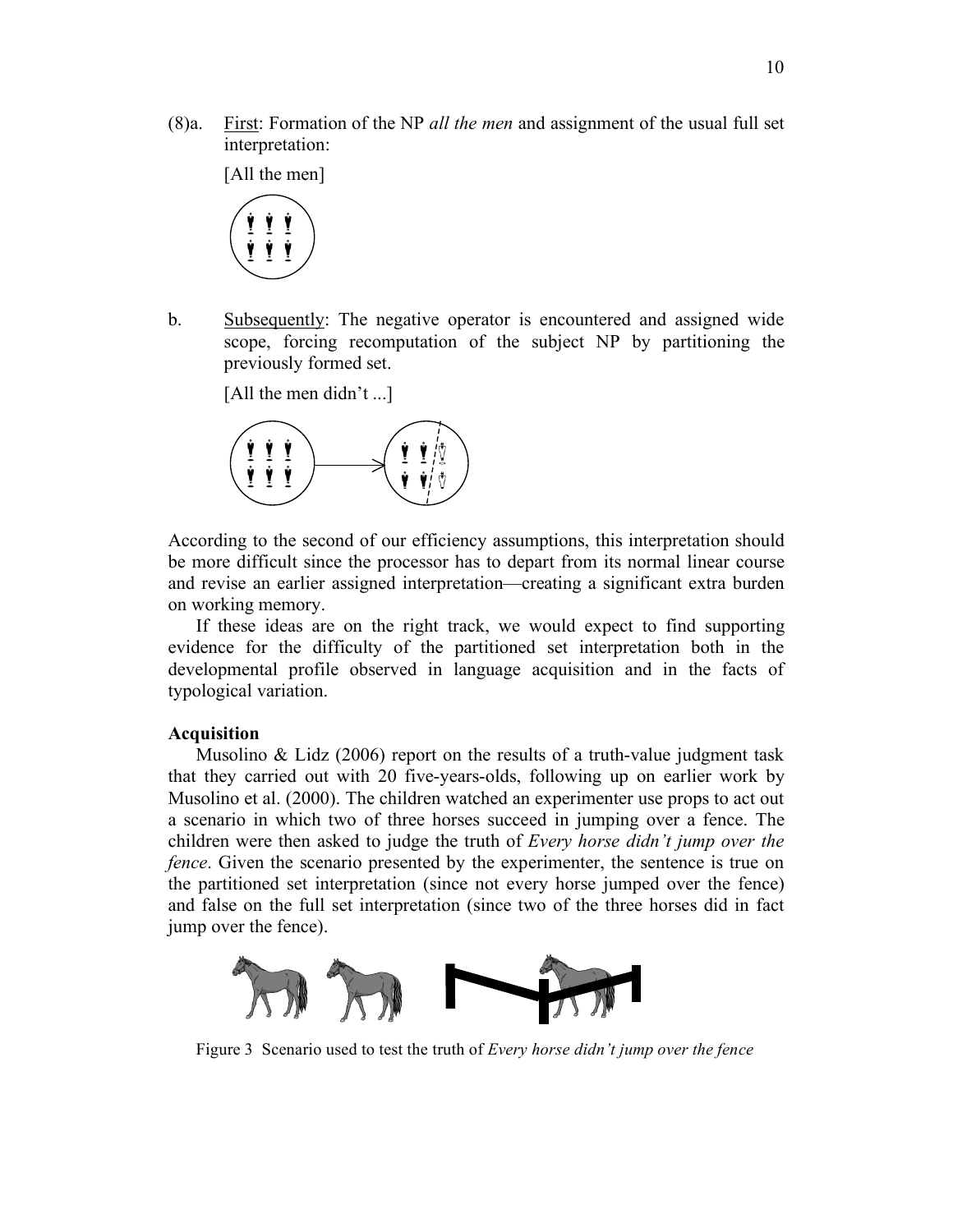(8)a. First: Formation of the NP *all the men* and assignment of the usual full set interpretation:

[All the men]

b. Subsequently: The negative operator is encountered and assigned wide scope, forcing recomputation of the subject NP by partitioning the previously formed set.

[All the men didn't ...]

According to the second of our efficiency assumptions, this interpretation should be more difficult since the processor has to depart from its normal linear course and revise an earlier assigned interpretation—creating a significant extra burden on working memory.

If these ideas are on the right track, we would expect to find supporting evidence for the difficulty of the partitioned set interpretation both in the developmental profile observed in language acquisition and in the facts of typological variation.

**Acquisition**

Musolino & Lidz (2006) report on the results of a truth-value judgment task that they carried out with 20 five-years-olds, following up on earlier work by Musolino et al. (2000). The children watched an experimenter use props to act out a scenario in which two of three horses succeed in jumping over a fence. The children were then asked to judge the truth of *Every horse didn't jump over the fence*. Given the scenario presented by the experimenter, the sentence is true on the partitioned set interpretation (since not every horse jumped over the fence) and false on the full set interpretation (since two of the three horses did in fact jump over the fence).

Figure 3 Scenario used to test the truth of *Every horse didn't jump over the fence*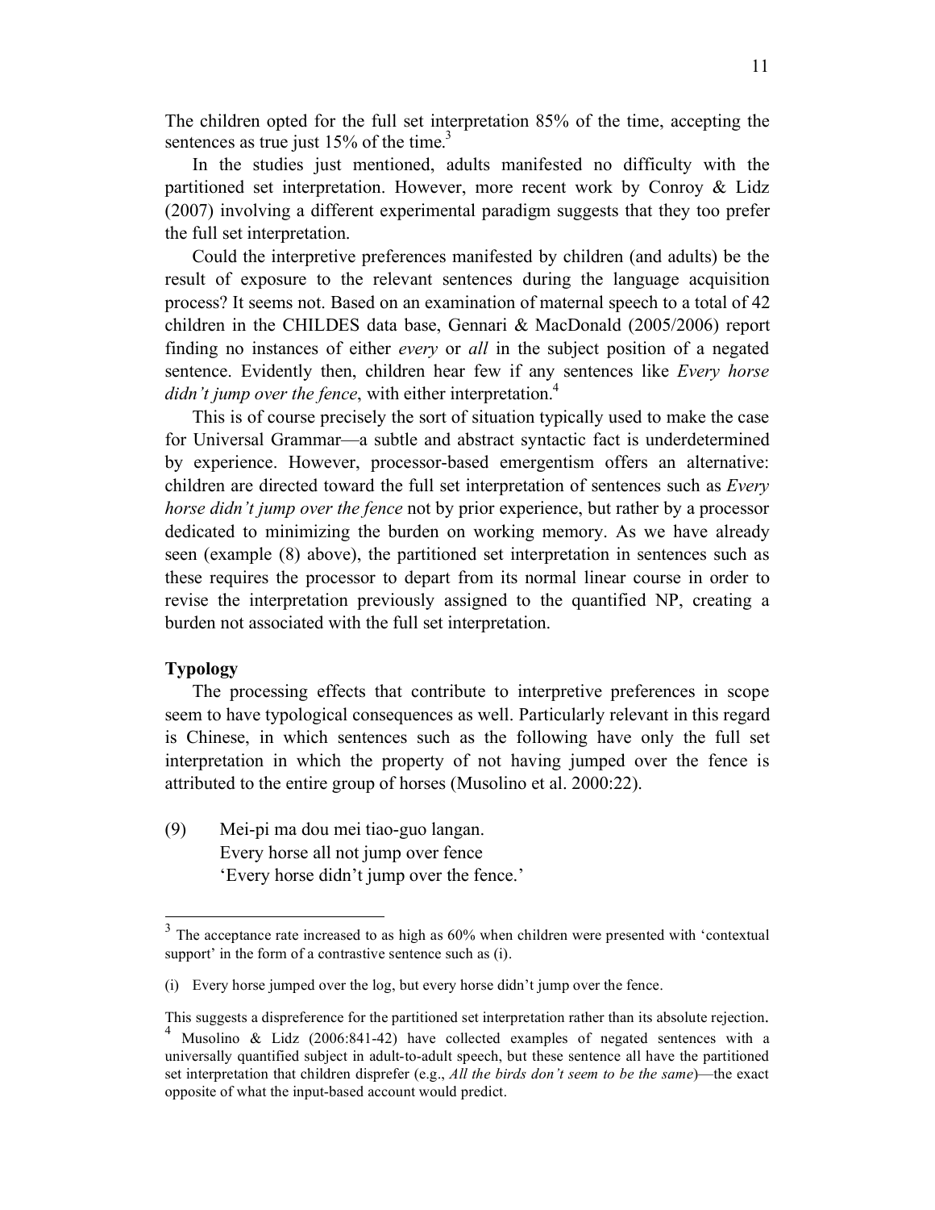The children opted for the full set interpretation 85% of the time, accepting the sentences as true just 15% of the time.[3]

In the studies just mentioned, adults manifested no difficulty with the partitioned set interpretation. However, more recent work by Conroy & Lidz (2007) involving a different experimental paradigm suggests that they too prefer the full set interpretation.

Could the interpretive preferences manifested by children (and adults) be the result of exposure to the relevant sentences during the language acquisition process? It seems not. Based on an examination of maternal speech to a total of 42 children in the CHILDES data base, Gennari & MacDonald (2005/2006) report finding no instances of either *every* or *all* in the subject position of a negated sentence. Evidently then, children hear few if any sentences like *Every horse didn't jump over the fence*, with either interpretation.[4]

This is of course precisely the sort of situation typically used to make the case for Universal Grammar—a subtle and abstract syntactic fact is underdetermined by experience. However, processor-based emergentism offers an alternative: children are directed toward the full set interpretation of sentences such as *Every horse didn't jump over the fence* not by prior experience, but rather by a processor dedicated to minimizing the burden on working memory. As we have already seen (example (8) above), the partitioned set interpretation in sentences such as these requires the processor to depart from its normal linear course in order to revise the interpretation previously assigned to the quantified NP, creating a burden not associated with the full set interpretation.

**Typology**

The processing effects that contribute to interpretive preferences in scope seem to have typological consequences as well. Particularly relevant in this regard is Chinese, in which sentences such as the following have only the full set interpretation in which the property of not having jumped over the fence is attributed to the entire group of horses (Musolino et al. 2000:22).

(9) Mei-pi ma dou mei tiao-guo langan.
Every horse all not jump over fence
'Every horse didn't jump over the fence.'

---

[3] The acceptance rate increased to as high as 60% when children were presented with 'contextual support' in the form of a contrastive sentence such as (i).

(i) Every horse jumped over the log, but every horse didn't jump over the fence.

This suggests a dispreference for the partitioned set interpretation rather than its absolute rejection.

[4] Musolino & Lidz (2006:841-42) have collected examples of negated sentences with a universally quantified subject in adult-to-adult speech, but these sentence all have the partitioned set interpretation that children disprefer (e.g., *All the birds don't seem to be the same*)—the exact opposite of what the input-based account would predict.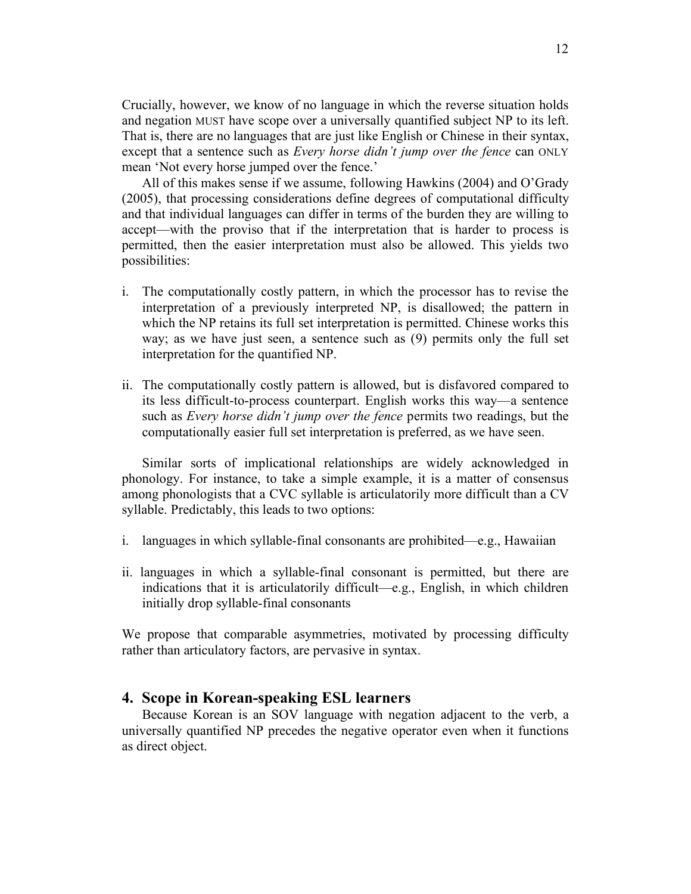Crucially, however, we know of no language in which the reverse situation holds and negation MUST have scope over a universally quantified subject NP to its left. That is, there are no languages that are just like English or Chinese in their syntax, except that a sentence such as *Every horse didn't jump over the fence* can ONLY mean 'Not every horse jumped over the fence.'

All of this makes sense if we assume, following Hawkins (2004) and O'Grady (2005), that processing considerations define degrees of computational difficulty and that individual languages can differ in terms of the burden they are willing to accept—with the proviso that if the interpretation that is harder to process is permitted, then the easier interpretation must also be allowed. This yields two possibilities:

i. The computationally costly pattern, in which the processor has to revise the interpretation of a previously interpreted NP, is disallowed; the pattern in which the NP retains its full set interpretation is permitted. Chinese works this way; as we have just seen, a sentence such as (9) permits only the full set interpretation for the quantified NP.

ii. The computationally costly pattern is allowed, but is disfavored compared to its less difficult-to-process counterpart. English works this way—a sentence such as *Every horse didn't jump over the fence* permits two readings, but the computationally easier full set interpretation is preferred, as we have seen.

Similar sorts of implicational relationships are widely acknowledged in phonology. For instance, to take a simple example, it is a matter of consensus among phonologists that a CVC syllable is articulatorily more difficult than a CV syllable. Predictably, this leads to two options:

i. languages in which syllable-final consonants are prohibited—e.g., Hawaiian

ii. languages in which a syllable-final consonant is permitted, but there are indications that it is articulatorily difficult—e.g., English, in which children initially drop syllable-final consonants

We propose that comparable asymmetries, motivated by processing difficulty rather than articulatory factors, are pervasive in syntax.

## 4. Scope in Korean-speaking ESL learners

Because Korean is an SOV language with negation adjacent to the verb, a universally quantified NP precedes the negative operator even when it functions as direct object.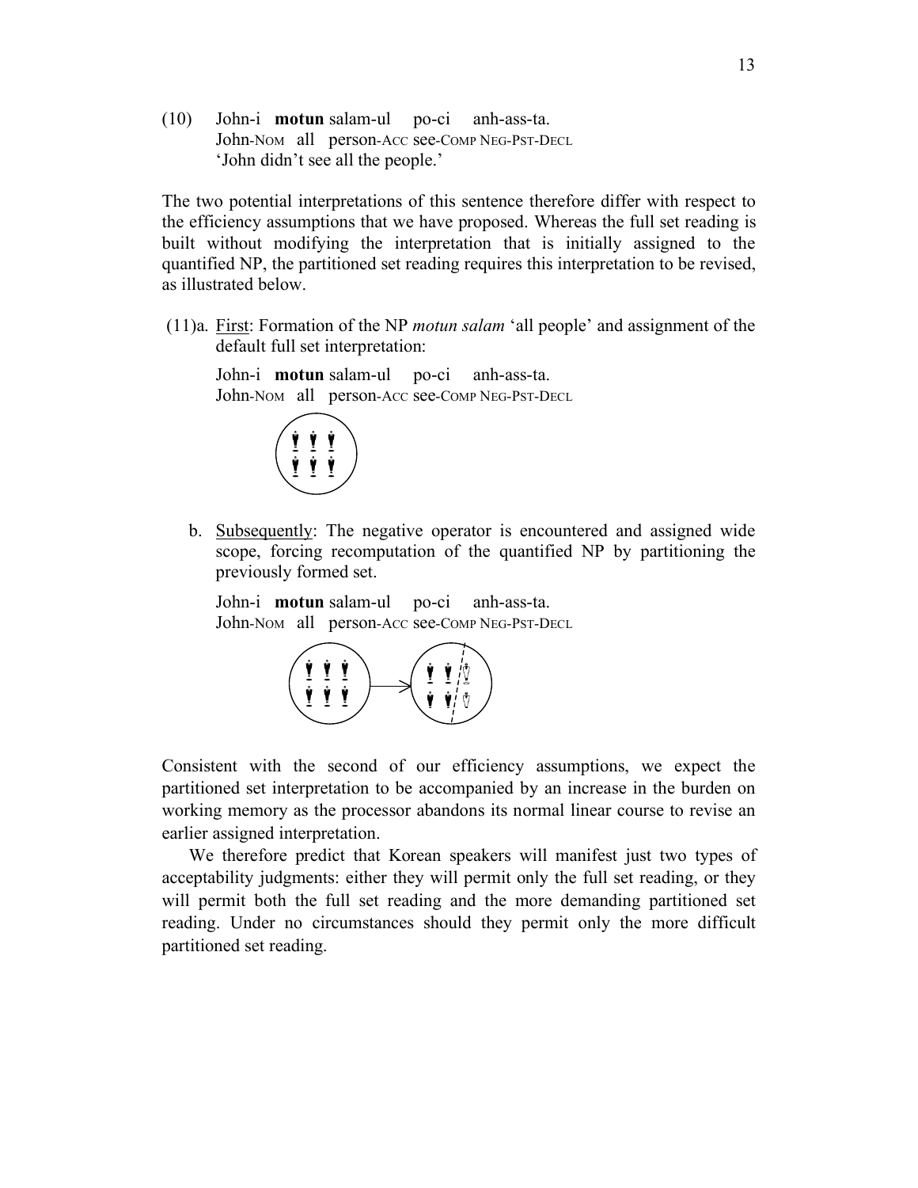(10) John-i **motun** salam-ul po-ci anh-ass-ta.
John-NOM all person-ACC see-COMP NEG-PST-DECL
'John didn't see all the people.'

The two potential interpretations of this sentence therefore differ with respect to the efficiency assumptions that we have proposed. Whereas the full set reading is built without modifying the interpretation that is initially assigned to the quantified NP, the partitioned set reading requires this interpretation to be revised, as illustrated below.

(11)a. First: Formation of the NP *motun salam* 'all people' and assignment of the default full set interpretation:

John-i **motun** salam-ul po-ci anh-ass-ta.
John-NOM all person-ACC see-COMP NEG-PST-DECL

b. Subsequently: The negative operator is encountered and assigned wide scope, forcing recomputation of the quantified NP by partitioning the previously formed set.

John-i **motun** salam-ul po-ci anh-ass-ta.
John-NOM all person-ACC see-COMP NEG-PST-DECL

Consistent with the second of our efficiency assumptions, we expect the partitioned set interpretation to be accompanied by an increase in the burden on working memory as the processor abandons its normal linear course to revise an earlier assigned interpretation.

We therefore predict that Korean speakers will manifest just two types of acceptability judgments: either they will permit only the full set reading, or they will permit both the full set reading and the more demanding partitioned set reading. Under no circumstances should they permit only the more difficult partitioned set reading.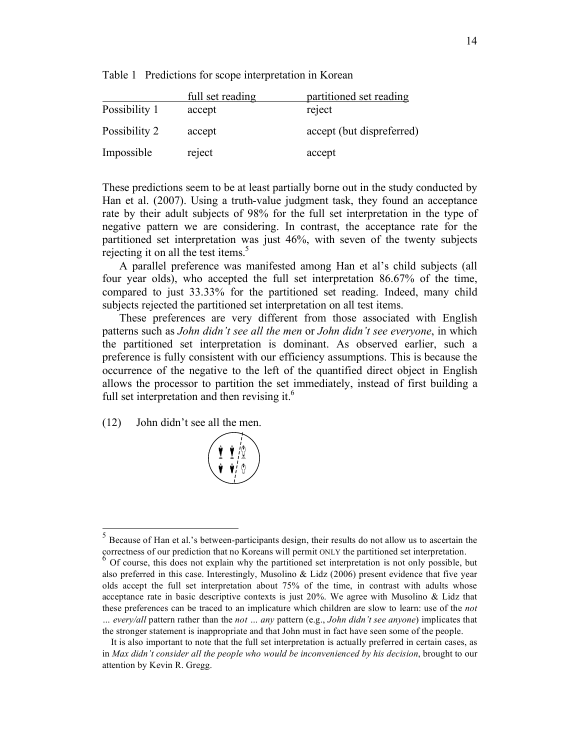Table 1 Predictions for scope interpretation in Korean

| | full set reading | partitioned set reading |
|---|---|---|
| Possibility 1 | accept | reject |
| Possibility 2 | accept | accept (but dispreferred) |
| Impossible | reject | accept |

These predictions seem to be at least partially borne out in the study conducted by Han et al. (2007). Using a truth-value judgment task, they found an acceptance rate by their adult subjects of 98% for the full set interpretation in the type of negative pattern we are considering. In contrast, the acceptance rate for the partitioned set interpretation was just 46%, with seven of the twenty subjects rejecting it on all the test items.[5]

A parallel preference was manifested among Han et al's child subjects (all four year olds), who accepted the full set interpretation 86.67% of the time, compared to just 33.33% for the partitioned set reading. Indeed, many child subjects rejected the partitioned set interpretation on all test items.

These preferences are very different from those associated with English patterns such as *John didn't see all the men* or *John didn't see everyone*, in which the partitioned set interpretation is dominant. As observed earlier, such a preference is fully consistent with our efficiency assumptions. This is because the occurrence of the negative to the left of the quantified direct object in English allows the processor to partition the set immediately, instead of first building a full set interpretation and then revising it.[6]

(12) John didn't see all the men.

---

[5] Because of Han et al.'s between-participants design, their results do not allow us to ascertain the correctness of our prediction that no Koreans will permit ONLY the partitioned set interpretation.

[6] Of course, this does not explain why the partitioned set interpretation is not only possible, but also preferred in this case. Interestingly, Musolino & Lidz (2006) present evidence that five year olds accept the full set interpretation about 75% of the time, in contrast with adults whose acceptance rate in basic descriptive contexts is just 20%. We agree with Musolino & Lidz that these preferences can be traced to an implicature which children are slow to learn: use of the *not … every/all* pattern rather than the *not … any* pattern (e.g., *John didn't see anyone*) implicates that the stronger statement is inappropriate and that John must in fact have seen some of the people.

It is also important to note that the full set interpretation is actually preferred in certain cases, as in *Max didn't consider all the people who would be inconvenienced by his decision*, brought to our attention by Kevin R. Gregg.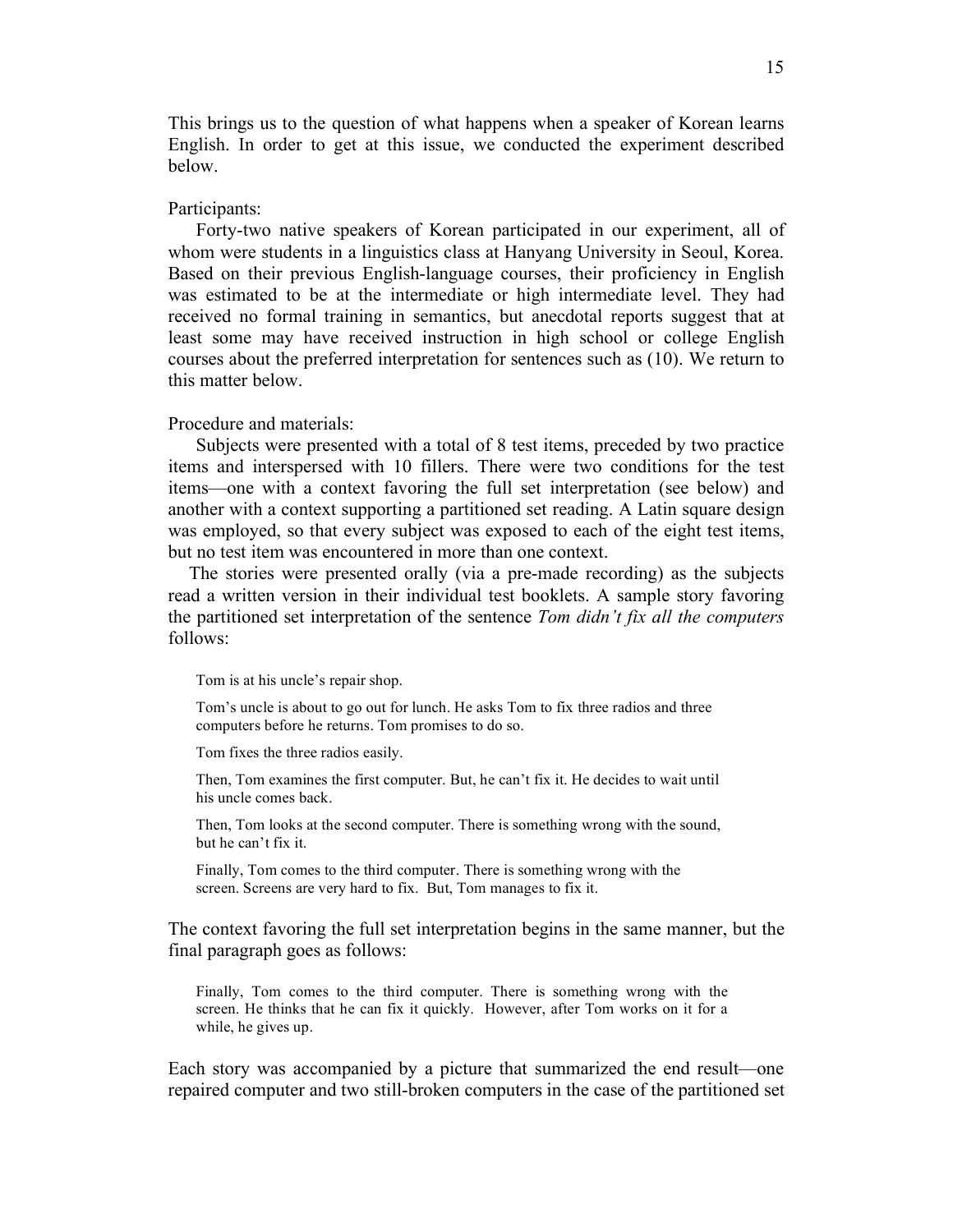This brings us to the question of what happens when a speaker of Korean learns English. In order to get at this issue, we conducted the experiment described below.

Participants:

Forty-two native speakers of Korean participated in our experiment, all of whom were students in a linguistics class at Hanyang University in Seoul, Korea. Based on their previous English-language courses, their proficiency in English was estimated to be at the intermediate or high intermediate level. They had received no formal training in semantics, but anecdotal reports suggest that at least some may have received instruction in high school or college English courses about the preferred interpretation for sentences such as (10). We return to this matter below.

Procedure and materials:

Subjects were presented with a total of 8 test items, preceded by two practice items and interspersed with 10 fillers. There were two conditions for the test items—one with a context favoring the full set interpretation (see below) and another with a context supporting a partitioned set reading. A Latin square design was employed, so that every subject was exposed to each of the eight test items, but no test item was encountered in more than one context.

The stories were presented orally (via a pre-made recording) as the subjects read a written version in their individual test booklets. A sample story favoring the partitioned set interpretation of the sentence *Tom didn't fix all the computers* follows:

> Tom is at his uncle's repair shop.
>
> Tom's uncle is about to go out for lunch. He asks Tom to fix three radios and three computers before he returns. Tom promises to do so.
>
> Tom fixes the three radios easily.
>
> Then, Tom examines the first computer. But, he can't fix it. He decides to wait until his uncle comes back.
>
> Then, Tom looks at the second computer. There is something wrong with the sound, but he can't fix it.
>
> Finally, Tom comes to the third computer. There is something wrong with the screen. Screens are very hard to fix. But, Tom manages to fix it.

The context favoring the full set interpretation begins in the same manner, but the final paragraph goes as follows:

> Finally, Tom comes to the third computer. There is something wrong with the screen. He thinks that he can fix it quickly. However, after Tom works on it for a while, he gives up.

Each story was accompanied by a picture that summarized the end result—one repaired computer and two still-broken computers in the case of the partitioned set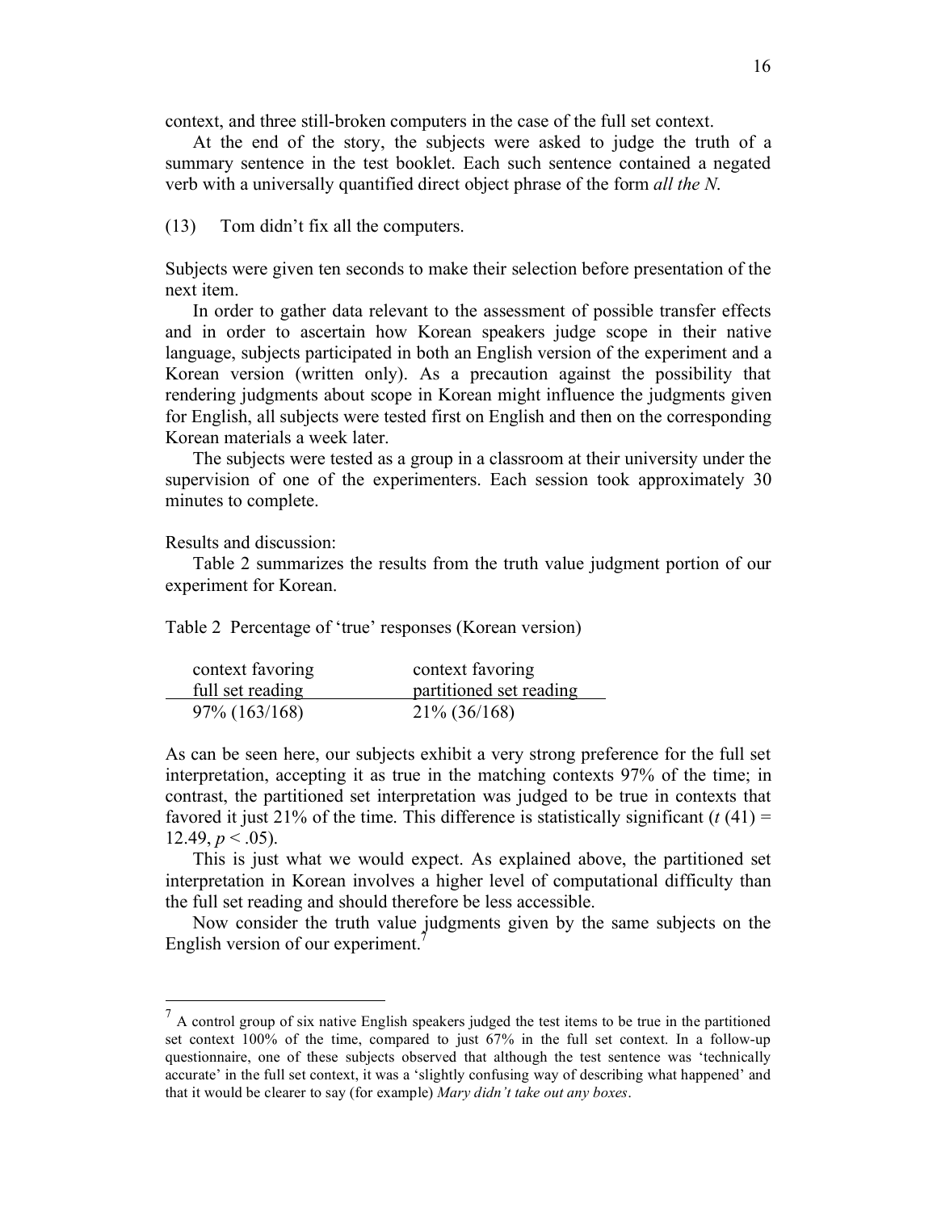context, and three still-broken computers in the case of the full set context.

At the end of the story, the subjects were asked to judge the truth of a summary sentence in the test booklet. Each such sentence contained a negated verb with a universally quantified direct object phrase of the form *all the N*.

(13) Tom didn't fix all the computers.

Subjects were given ten seconds to make their selection before presentation of the next item.

In order to gather data relevant to the assessment of possible transfer effects and in order to ascertain how Korean speakers judge scope in their native language, subjects participated in both an English version of the experiment and a Korean version (written only). As a precaution against the possibility that rendering judgments about scope in Korean might influence the judgments given for English, all subjects were tested first on English and then on the corresponding Korean materials a week later.

The subjects were tested as a group in a classroom at their university under the supervision of one of the experimenters. Each session took approximately 30 minutes to complete.

Results and discussion:

Table 2 summarizes the results from the truth value judgment portion of our experiment for Korean.

Table 2 Percentage of 'true' responses (Korean version)

| context favoring full set reading | context favoring partitioned set reading |
|---|---|
| 97% (163/168) | 21% (36/168) |

As can be seen here, our subjects exhibit a very strong preference for the full set interpretation, accepting it as true in the matching contexts 97% of the time; in contrast, the partitioned set interpretation was judged to be true in contexts that favored it just 21% of the time. This difference is statistically significant ($t\,(41) = 12.49$, $p < .05$).

This is just what we would expect. As explained above, the partitioned set interpretation in Korean involves a higher level of computational difficulty than the full set reading and should therefore be less accessible.

Now consider the truth value judgments given by the same subjects on the English version of our experiment.[7]

[7] A control group of six native English speakers judged the test items to be true in the partitioned set context 100% of the time, compared to just 67% in the full set context. In a follow-up questionnaire, one of these subjects observed that although the test sentence was 'technically accurate' in the full set context, it was a 'slightly confusing way of describing what happened' and that it would be clearer to say (for example) *Mary didn't take out any boxes*.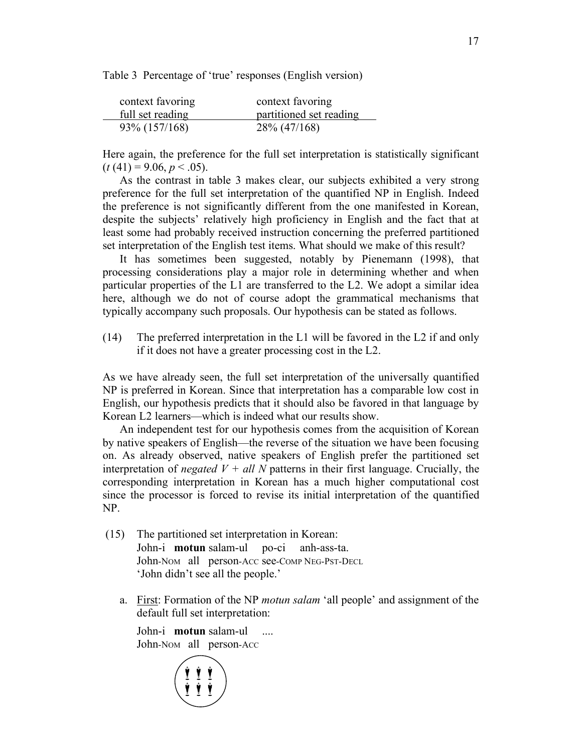Table 3 Percentage of 'true' responses (English version)

| context favoring full set reading | context favoring partitioned set reading |
|---|---|
| 93% (157/168) | 28% (47/168) |

Here again, the preference for the full set interpretation is statistically significant ($t$ (41) = 9.06, $p < .05$).

As the contrast in table 3 makes clear, our subjects exhibited a very strong preference for the full set interpretation of the quantified NP in English. Indeed the preference is not significantly different from the one manifested in Korean, despite the subjects' relatively high proficiency in English and the fact that at least some had probably received instruction concerning the preferred partitioned set interpretation of the English test items. What should we make of this result?

It has sometimes been suggested, notably by Pienemann (1998), that processing considerations play a major role in determining whether and when particular properties of the L1 are transferred to the L2. We adopt a similar idea here, although we do not of course adopt the grammatical mechanisms that typically accompany such proposals. Our hypothesis can be stated as follows.

(14) The preferred interpretation in the L1 will be favored in the L2 if and only if it does not have a greater processing cost in the L2.

As we have already seen, the full set interpretation of the universally quantified NP is preferred in Korean. Since that interpretation has a comparable low cost in English, our hypothesis predicts that it should also be favored in that language by Korean L2 learners—which is indeed what our results show.

An independent test for our hypothesis comes from the acquisition of Korean by native speakers of English—the reverse of the situation we have been focusing on. As already observed, native speakers of English prefer the partitioned set interpretation of *negated V + all N* patterns in their first language. Crucially, the corresponding interpretation in Korean has a much higher computational cost since the processor is forced to revise its initial interpretation of the quantified NP.

(15) The partitioned set interpretation in Korean:
John-i **motun** salam-ul po-ci anh-ass-ta.
John-NOM all person-ACC see-COMP NEG-PST-DECL
'John didn't see all the people.'

a. First: Formation of the NP *motun salam* 'all people' and assignment of the default full set interpretation:

John-i **motun** salam-ul ....
John-NOM all person-ACC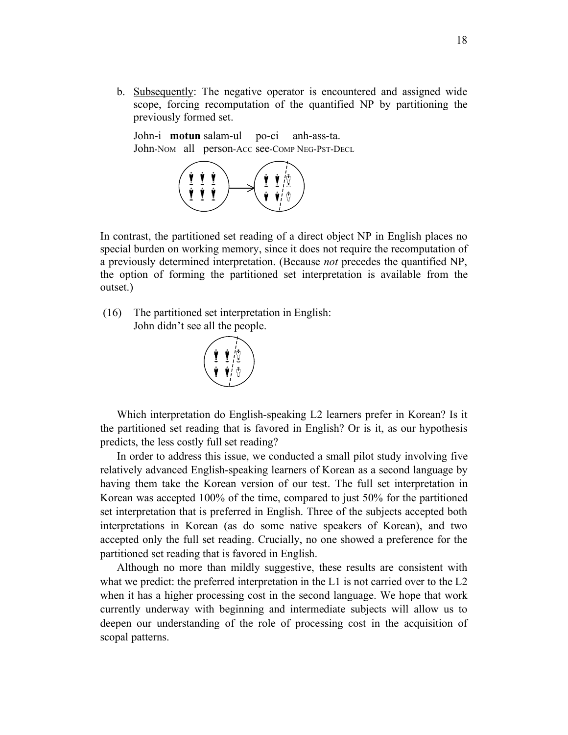b. Subsequently: The negative operator is encountered and assigned wide scope, forcing recomputation of the quantified NP by partitioning the previously formed set.

   John-i **motun** salam-ul po-ci anh-ass-ta.
   John-NOM all person-ACC see-COMP NEG-PST-DECL

In contrast, the partitioned set reading of a direct object NP in English places no special burden on working memory, since it does not require the recomputation of a previously determined interpretation. (Because *not* precedes the quantified NP, the option of forming the partitioned set interpretation is available from the outset.)

(16) The partitioned set interpretation in English:
John didn't see all the people.

Which interpretation do English-speaking L2 learners prefer in Korean? Is it the partitioned set reading that is favored in English? Or is it, as our hypothesis predicts, the less costly full set reading?

In order to address this issue, we conducted a small pilot study involving five relatively advanced English-speaking learners of Korean as a second language by having them take the Korean version of our test. The full set interpretation in Korean was accepted 100% of the time, compared to just 50% for the partitioned set interpretation that is preferred in English. Three of the subjects accepted both interpretations in Korean (as do some native speakers of Korean), and two accepted only the full set reading. Crucially, no one showed a preference for the partitioned set reading that is favored in English.

Although no more than mildly suggestive, these results are consistent with what we predict: the preferred interpretation in the L1 is not carried over to the L2 when it has a higher processing cost in the second language. We hope that work currently underway with beginning and intermediate subjects will allow us to deepen our understanding of the role of processing cost in the acquisition of scopal patterns.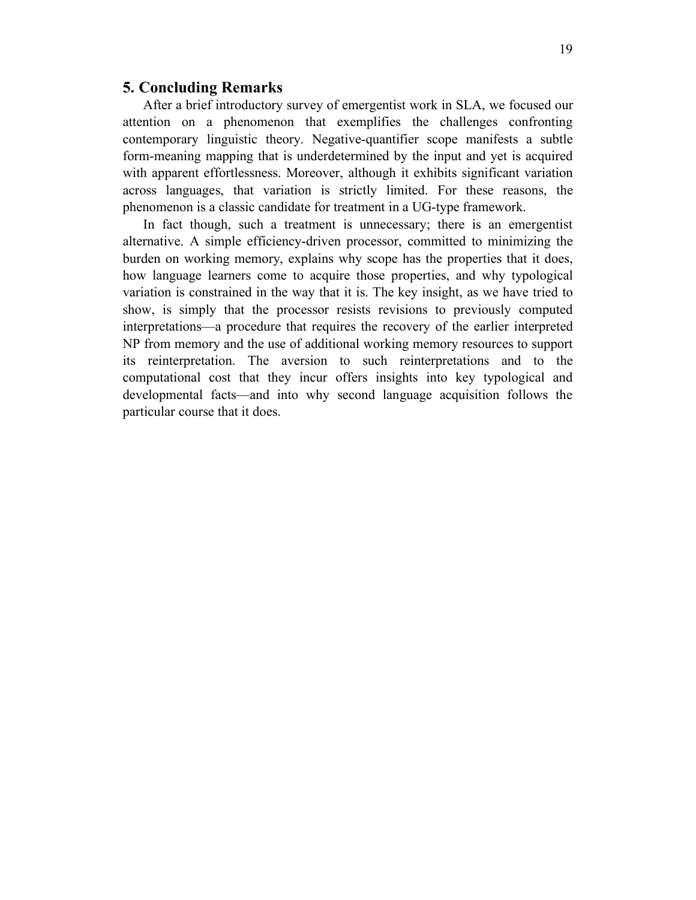## 5. Concluding Remarks

After a brief introductory survey of emergentist work in SLA, we focused our attention on a phenomenon that exemplifies the challenges confronting contemporary linguistic theory. Negative-quantifier scope manifests a subtle form-meaning mapping that is underdetermined by the input and yet is acquired with apparent effortlessness. Moreover, although it exhibits significant variation across languages, that variation is strictly limited. For these reasons, the phenomenon is a classic candidate for treatment in a UG-type framework.

In fact though, such a treatment is unnecessary; there is an emergentist alternative. A simple efficiency-driven processor, committed to minimizing the burden on working memory, explains why scope has the properties that it does, how language learners come to acquire those properties, and why typological variation is constrained in the way that it is. The key insight, as we have tried to show, is simply that the processor resists revisions to previously computed interpretations—a procedure that requires the recovery of the earlier interpreted NP from memory and the use of additional working memory resources to support its reinterpretation. The aversion to such reinterpretations and to the computational cost that they incur offers insights into key typological and developmental facts—and into why second language acquisition follows the particular course that it does.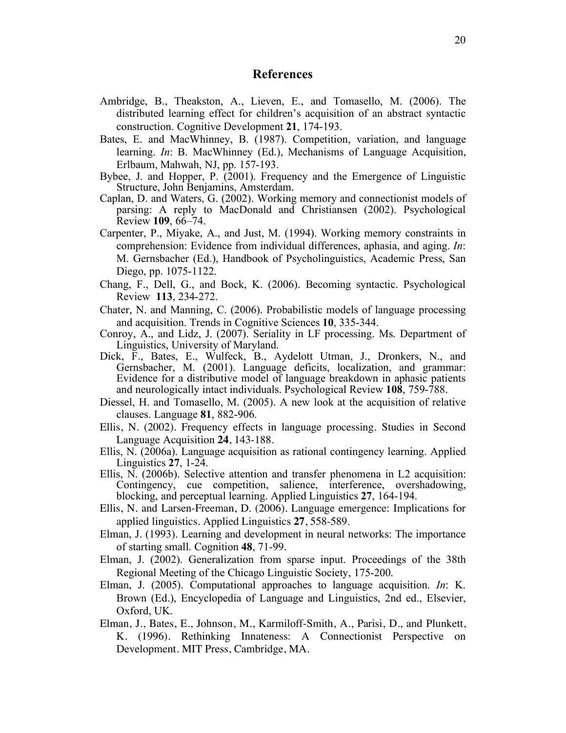## References

Ambridge, B., Theakston, A., Lieven, E., and Tomasello, M. (2006). The distributed learning effect for children's acquisition of an abstract syntactic construction. Cognitive Development **21**, 174-193.

Bates, E. and MacWhinney, B. (1987). Competition, variation, and language learning. *In*: B. MacWhinney (Ed.), Mechanisms of Language Acquisition, Erlbaum, Mahwah, NJ, pp. 157-193.

Bybee, J. and Hopper, P. (2001). Frequency and the Emergence of Linguistic Structure, John Benjamins, Amsterdam.

Caplan, D. and Waters, G. (2002). Working memory and connectionist models of parsing: A reply to MacDonald and Christiansen (2002). Psychological Review **109**, 66–74.

Carpenter, P., Miyake, A., and Just, M. (1994). Working memory constraints in comprehension: Evidence from individual differences, aphasia, and aging. *In*: M. Gernsbacher (Ed.), Handbook of Psycholinguistics, Academic Press, San Diego, pp. 1075-1122.

Chang, F., Dell, G., and Bock, K. (2006). Becoming syntactic. Psychological Review **113**, 234-272.

Chater, N. and Manning, C. (2006). Probabilistic models of language processing and acquisition. Trends in Cognitive Sciences **10**, 335-344.

Conroy, A., and Lidz, J. (2007). Seriality in LF processing. Ms. Department of Linguistics, University of Maryland.

Dick, F., Bates, E., Wulfeck, B., Aydelott Utman, J., Dronkers, N., and Gernsbacher, M. (2001). Language deficits, localization, and grammar: Evidence for a distributive model of language breakdown in aphasic patients and neurologically intact individuals. Psychological Review **108**, 759-788.

Diessel, H. and Tomasello, M. (2005). A new look at the acquisition of relative clauses. Language **81**, 882-906.

Ellis, N. (2002). Frequency effects in language processing. Studies in Second Language Acquisition **24**, 143-188.

Ellis, N. (2006a). Language acquisition as rational contingency learning. Applied Linguistics **27**, 1-24.

Ellis, N. (2006b). Selective attention and transfer phenomena in L2 acquisition: Contingency, cue competition, salience, interference, overshadowing, blocking, and perceptual learning. Applied Linguistics **27**, 164-194.

Ellis, N. and Larsen-Freeman, D. (2006). Language emergence: Implications for applied linguistics. Applied Linguistics **27**, 558-589.

Elman, J. (1993). Learning and development in neural networks: The importance of starting small. Cognition **48**, 71-99.

Elman, J. (2002). Generalization from sparse input. Proceedings of the 38th Regional Meeting of the Chicago Linguistic Society, 175-200.

Elman, J. (2005). Computational approaches to language acquisition. *In*: K. Brown (Ed.), Encyclopedia of Language and Linguistics, 2nd ed., Elsevier, Oxford, UK.

Elman, J., Bates, E., Johnson, M., Karmiloff-Smith, A., Parisi, D., and Plunkett, K. (1996). Rethinking Innateness: A Connectionist Perspective on Development. MIT Press, Cambridge, MA.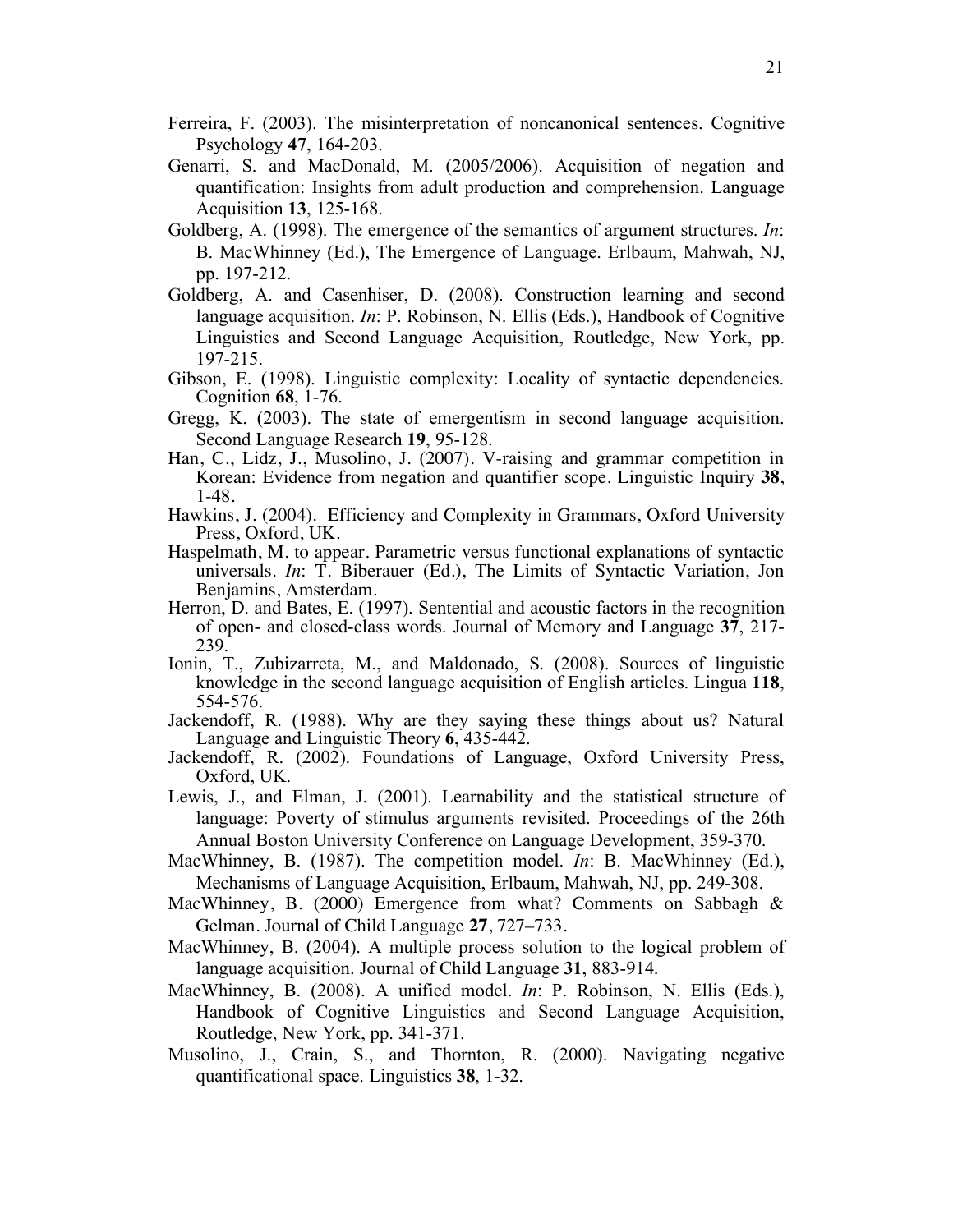Ferreira, F. (2003). The misinterpretation of noncanonical sentences. Cognitive Psychology **47**, 164-203.

Genarri, S. and MacDonald, M. (2005/2006). Acquisition of negation and quantification: Insights from adult production and comprehension. Language Acquisition **13**, 125-168.

Goldberg, A. (1998). The emergence of the semantics of argument structures. *In*: B. MacWhinney (Ed.), The Emergence of Language. Erlbaum, Mahwah, NJ, pp. 197-212.

Goldberg, A. and Casenhiser, D. (2008). Construction learning and second language acquisition. *In*: P. Robinson, N. Ellis (Eds.), Handbook of Cognitive Linguistics and Second Language Acquisition, Routledge, New York, pp. 197-215.

Gibson, E. (1998). Linguistic complexity: Locality of syntactic dependencies. Cognition **68**, 1-76.

Gregg, K. (2003). The state of emergentism in second language acquisition. Second Language Research **19**, 95-128.

Han, C., Lidz, J., Musolino, J. (2007). V-raising and grammar competition in Korean: Evidence from negation and quantifier scope. Linguistic Inquiry **38**, 1-48.

Hawkins, J. (2004). Efficiency and Complexity in Grammars, Oxford University Press, Oxford, UK.

Haspelmath, M. to appear. Parametric versus functional explanations of syntactic universals. *In*: T. Biberauer (Ed.), The Limits of Syntactic Variation, Jon Benjamins, Amsterdam.

Herron, D. and Bates, E. (1997). Sentential and acoustic factors in the recognition of open- and closed-class words. Journal of Memory and Language **37**, 217-239.

Ionin, T., Zubizarreta, M., and Maldonado, S. (2008). Sources of linguistic knowledge in the second language acquisition of English articles. Lingua **118**, 554-576.

Jackendoff, R. (1988). Why are they saying these things about us? Natural Language and Linguistic Theory **6**, 435-442.

Jackendoff, R. (2002). Foundations of Language, Oxford University Press, Oxford, UK.

Lewis, J., and Elman, J. (2001). Learnability and the statistical structure of language: Poverty of stimulus arguments revisited. Proceedings of the 26th Annual Boston University Conference on Language Development, 359-370.

MacWhinney, B. (1987). The competition model. *In*: B. MacWhinney (Ed.), Mechanisms of Language Acquisition, Erlbaum, Mahwah, NJ, pp. 249-308.

MacWhinney, B. (2000) Emergence from what? Comments on Sabbagh & Gelman. Journal of Child Language **27**, 727–733.

MacWhinney, B. (2004). A multiple process solution to the logical problem of language acquisition. Journal of Child Language **31**, 883-914.

MacWhinney, B. (2008). A unified model. *In*: P. Robinson, N. Ellis (Eds.), Handbook of Cognitive Linguistics and Second Language Acquisition, Routledge, New York, pp. 341-371.

Musolino, J., Crain, S., and Thornton, R. (2000). Navigating negative quantificational space. Linguistics **38**, 1-32.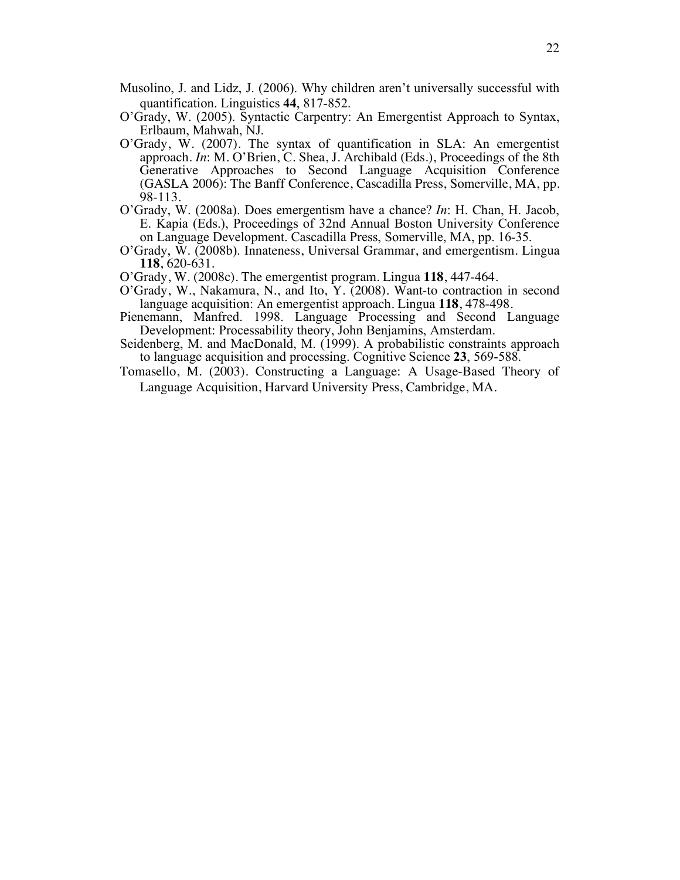Musolino, J. and Lidz, J. (2006). Why children aren't universally successful with quantification. Linguistics **44**, 817-852.

O'Grady, W. (2005). Syntactic Carpentry: An Emergentist Approach to Syntax, Erlbaum, Mahwah, NJ.

O'Grady, W. (2007). The syntax of quantification in SLA: An emergentist approach. *In*: M. O'Brien, C. Shea, J. Archibald (Eds.), Proceedings of the 8th Generative Approaches to Second Language Acquisition Conference (GASLA 2006): The Banff Conference, Cascadilla Press, Somerville, MA, pp. 98-113.

O'Grady, W. (2008a). Does emergentism have a chance? *In*: H. Chan, H. Jacob, E. Kapia (Eds.), Proceedings of 32nd Annual Boston University Conference on Language Development. Cascadilla Press, Somerville, MA, pp. 16-35.

O'Grady, W. (2008b). Innateness, Universal Grammar, and emergentism. Lingua **118**, 620-631.

O'Grady, W. (2008c). The emergentist program. Lingua **118**, 447-464.

O'Grady, W., Nakamura, N., and Ito, Y. (2008). Want-to contraction in second language acquisition: An emergentist approach. Lingua **118**, 478-498.

Pienemann, Manfred. 1998. Language Processing and Second Language Development: Processability theory, John Benjamins, Amsterdam.

Seidenberg, M. and MacDonald, M. (1999). A probabilistic constraints approach to language acquisition and processing. Cognitive Science **23**, 569-588.

Tomasello, M. (2003). Constructing a Language: A Usage-Based Theory of Language Acquisition, Harvard University Press, Cambridge, MA.